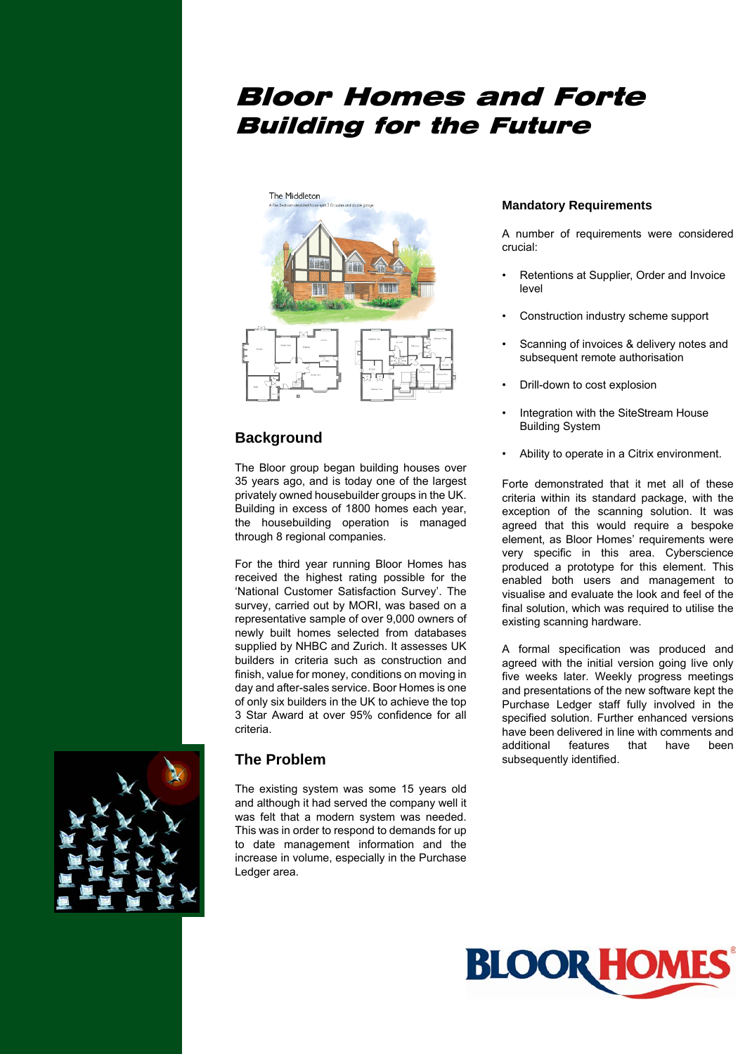# Bloor Homes and Forte Building for the Future

## Background

The Bloor group began building houses over 35 years ago, and is today one of the largest privately owned housebuilder groups in the UK. Building in excess of 1800 homes each year, the housebuilding operation is managed through 8 regional companies.

For the third year running Bloor Homes has received the highest rating possible for the 'National Customer Satisfaction Survey'. The survey, carried out by MORI, was based on a representative sample of over 9,000 owners of newly built homes selected from databases supplied by NHBC and Zurich. It assesses UK builders in criteria such as construction and finish, value for money, conditions on moving in day and after-sales service. Boor Homes is one of only six builders in the UK to achieve the top 3 Star Award at over 95% confidence for all criteria.

## The Problem

The existing system was some 15 years old and although it had served the company well it was felt that a modern system was needed. This was in order to respond to demands for up to date management information and the increase in volume, especially in the Purchase Ledger area.

### Mandatory Requirements

A number of requirements were considered crucial:

- Retentions at Supplier, Order and Invoice level
- Construction industry scheme support
- Scanning of invoices & delivery notes and subsequent remote authorisation
- Drill-down to cost explosion
- Integration with the SiteStream House Building System
- Ability to operate in a Citrix environment.

Forte demonstrated that it met all of these criteria within its standard package, with the exception of the scanning solution. It was agreed that this would require a bespoke element, as Bloor Homes' requirements were very specific in this area. Cyberscience produced a prototype for this element. This enabled both users and management to visualise and evaluate the look and feel of the final solution, which was required to utilise the existing scanning hardware.

A formal specification was produced and agreed with the initial version going live only five weeks later. Weekly progress meetings and presentations of the new software kept the Purchase Ledger staff fully involved in the specified solution. Further enhanced versions have been delivered in line with comments and additional features that have been subsequently identified.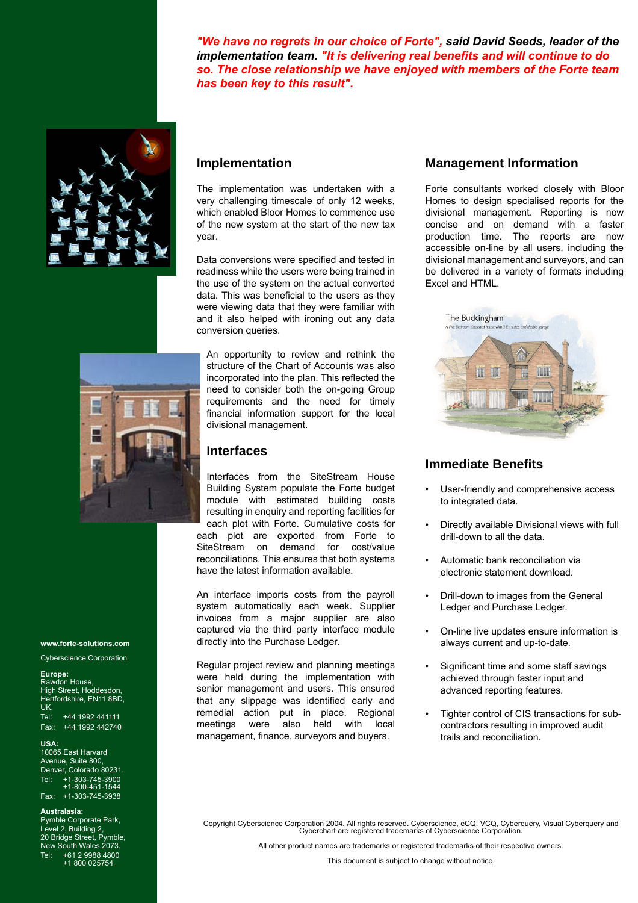***"We have no regrets in our choice of Forte", said David Seeds, leader of the implementation team. "It is delivering real benefits and will continue to do so. The close relationship we have enjoyed with members of the Forte team has been key to this result".***

## Implementation

The implementation was undertaken with a very challenging timescale of only 12 weeks, which enabled Bloor Homes to commence use of the new system at the start of the new tax year.

Data conversions were specified and tested in readiness while the users were being trained in the use of the system on the actual converted data. This was beneficial to the users as they were viewing data that they were familiar with and it also helped with ironing out any data conversion queries.

An opportunity to review and rethink the structure of the Chart of Accounts was also incorporated into the plan. This reflected the need to consider both the on-going Group requirements and the need for timely financial information support for the local divisional management.

## Interfaces

Interfaces from the SiteStream House Building System populate the Forte budget module with estimated building costs resulting in enquiry and reporting facilities for each plot with Forte. Cumulative costs for each plot are exported from Forte to SiteStream on demand for cost/value reconciliations. This ensures that both systems have the latest information available.

An interface imports costs from the payroll system automatically each week. Supplier invoices from a major supplier are also captured via the third party interface module directly into the Purchase Ledger.

Regular project review and planning meetings were held during the implementation with senior management and users. This ensured that any slippage was identified early and remedial action put in place. Regional meetings were also held with local management, finance, surveyors and buyers.

## Management Information

Forte consultants worked closely with Bloor Homes to design specialised reports for the divisional management. Reporting is now concise and on demand with a faster production time. The reports are now accessible on-line by all users, including the divisional management and surveyors, and can be delivered in a variety of formats including Excel and HTML.

The Buckingham

A Five Bedroom detached house with 3 En suites and double garage

## Immediate Benefits

- User-friendly and comprehensive access to integrated data.
- Directly available Divisional views with full drill-down to all the data.
- Automatic bank reconciliation via electronic statement download.
- Drill-down to images from the General Ledger and Purchase Ledger.
- On-line live updates ensure information is always current and up-to-date.
- Significant time and some staff savings achieved through faster input and advanced reporting features.
- Tighter control of CIS transactions for sub-contractors resulting in improved audit trails and reconciliation.

**www.forte-solutions.com**

Cyberscience Corporation

**Europe:**
Rawdon House,
High Street, Hoddesdon,
Hertfordshire, EN11 8BD,
UK.
Tel: +44 1992 441111
Fax: +44 1992 442740

**USA:**
10065 East Harvard
Avenue, Suite 800,
Denver, Colorado 80231.
Tel: +1-303-745-3900
+1-800-451-1544
Fax: +1-303-745-3938

**Australasia:**
Pymble Corporate Park,
Level 2, Building 2,
20 Bridge Street, Pymble,
New South Wales 2073.
Tel: +61 2 9988 4800
+1 800 025754

Copyright Cyberscience Corporation 2004. All rights reserved. Cyberscience, eCQ, VCQ, Cyberquery, Visual Cyberquery and Cyberchart are registered trademarks of Cyberscience Corporation.

All other product names are trademarks or registered trademarks of their respective owners.

This document is subject to change without notice.